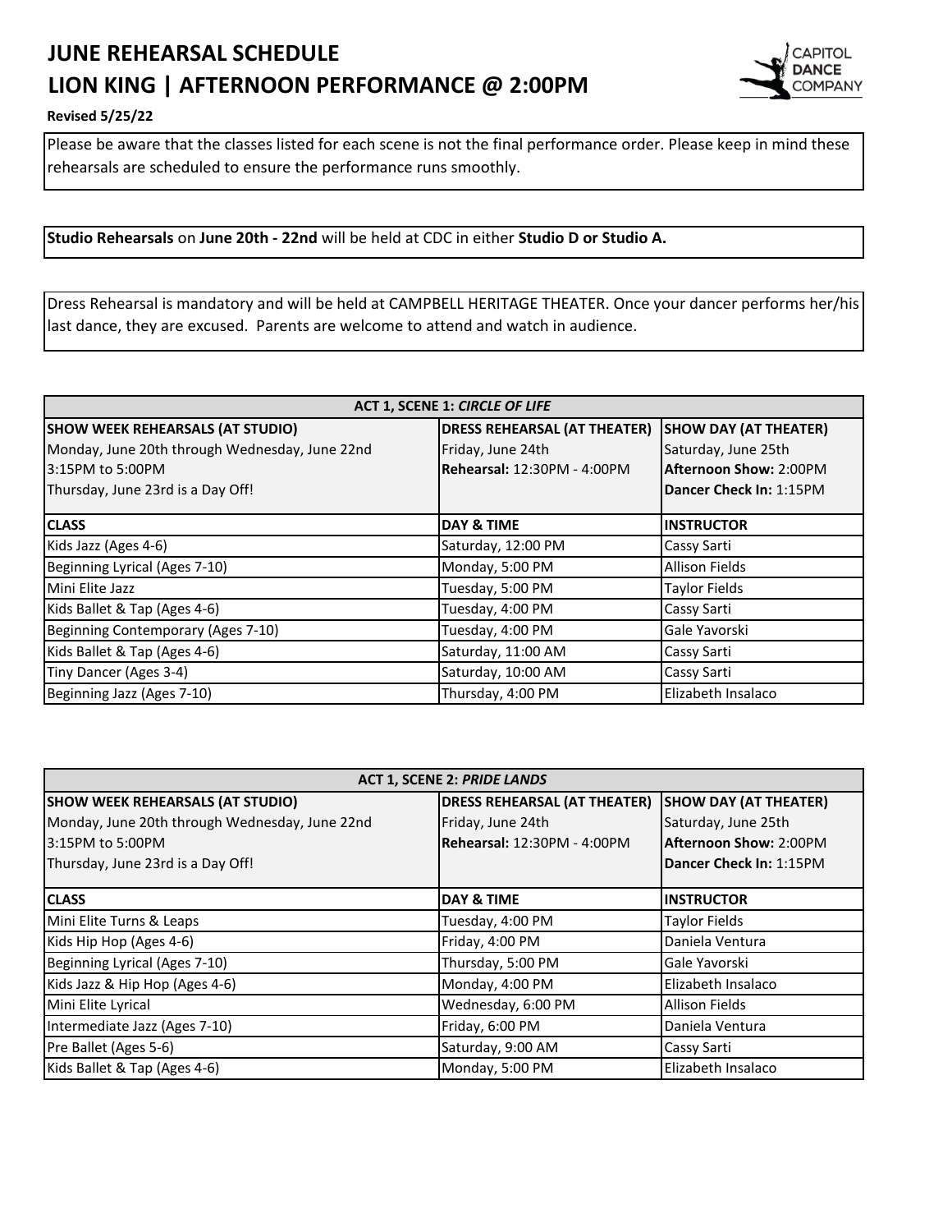# JUNE REHEARSAL SCHEDULE
# LION KING | AFTERNOON PERFORMANCE @ 2:00PM

CAPITOL DANCE COMPANY

**Revised 5/25/22**

Please be aware that the classes listed for each scene is not the final performance order. Please keep in mind these rehearsals are scheduled to ensure the performance runs smoothly.

**Studio Rehearsals** on **June 20th - 22nd** will be held at CDC in either **Studio D or Studio A.**

Dress Rehearsal is mandatory and will be held at CAMPBELL HERITAGE THEATER. Once your dancer performs her/his last dance, they are excused. Parents are welcome to attend and watch in audience.

| **ACT 1, SCENE 1:** ***CIRCLE OF LIFE*** | | |
|---|---|---|
| **SHOW WEEK REHEARSALS (AT STUDIO)**<br>Monday, June 20th through Wednesday, June 22nd<br>3:15PM to 5:00PM<br>Thursday, June 23rd is a Day Off! | **DRESS REHEARSAL (AT THEATER)**<br>Friday, June 24th<br>**Rehearsal:** 12:30PM - 4:00PM | **SHOW DAY (AT THEATER)**<br>Saturday, June 25th<br>**Afternoon Show:** 2:00PM<br>**Dancer Check In:** 1:15PM |
| **CLASS** | **DAY & TIME** | **INSTRUCTOR** |
| Kids Jazz (Ages 4-6) | Saturday, 12:00 PM | Cassy Sarti |
| Beginning Lyrical (Ages 7-10) | Monday, 5:00 PM | Allison Fields |
| Mini Elite Jazz | Tuesday, 5:00 PM | Taylor Fields |
| Kids Ballet & Tap (Ages 4-6) | Tuesday, 4:00 PM | Cassy Sarti |
| Beginning Contemporary (Ages 7-10) | Tuesday, 4:00 PM | Gale Yavorski |
| Kids Ballet & Tap (Ages 4-6) | Saturday, 11:00 AM | Cassy Sarti |
| Tiny Dancer (Ages 3-4) | Saturday, 10:00 AM | Cassy Sarti |
| Beginning Jazz (Ages 7-10) | Thursday, 4:00 PM | Elizabeth Insalaco |

| **ACT 1, SCENE 2:** ***PRIDE LANDS*** | | |
|---|---|---|
| **SHOW WEEK REHEARSALS (AT STUDIO)**<br>Monday, June 20th through Wednesday, June 22nd<br>3:15PM to 5:00PM<br>Thursday, June 23rd is a Day Off! | **DRESS REHEARSAL (AT THEATER)**<br>Friday, June 24th<br>**Rehearsal:** 12:30PM - 4:00PM | **SHOW DAY (AT THEATER)**<br>Saturday, June 25th<br>**Afternoon Show:** 2:00PM<br>**Dancer Check In:** 1:15PM |
| **CLASS** | **DAY & TIME** | **INSTRUCTOR** |
| Mini Elite Turns & Leaps | Tuesday, 4:00 PM | Taylor Fields |
| Kids Hip Hop (Ages 4-6) | Friday, 4:00 PM | Daniela Ventura |
| Beginning Lyrical (Ages 7-10) | Thursday, 5:00 PM | Gale Yavorski |
| Kids Jazz & Hip Hop (Ages 4-6) | Monday, 4:00 PM | Elizabeth Insalaco |
| Mini Elite Lyrical | Wednesday, 6:00 PM | Allison Fields |
| Intermediate Jazz (Ages 7-10) | Friday, 6:00 PM | Daniela Ventura |
| Pre Ballet (Ages 5-6) | Saturday, 9:00 AM | Cassy Sarti |
| Kids Ballet & Tap (Ages 4-6) | Monday, 5:00 PM | Elizabeth Insalaco |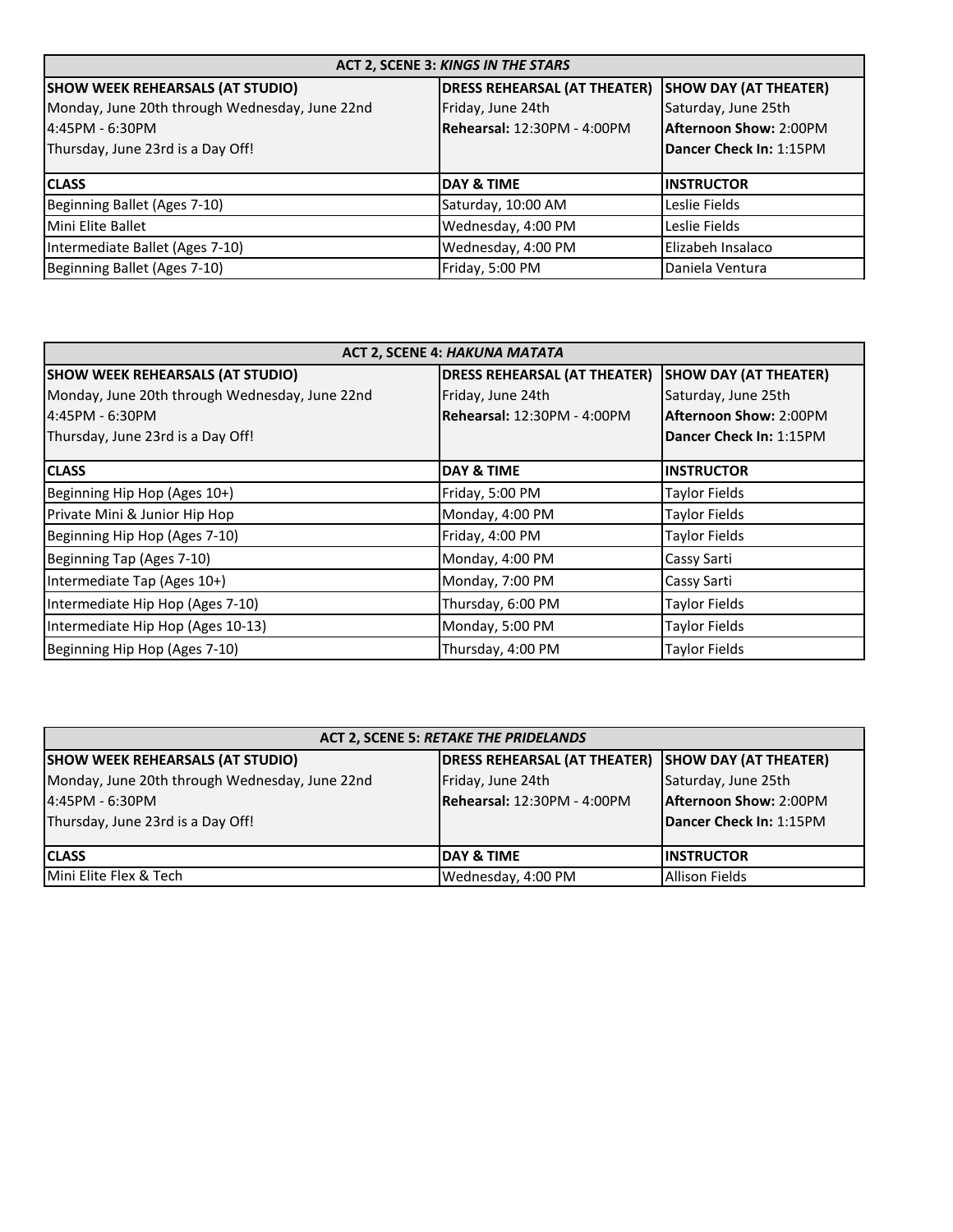| ACT 2, SCENE 3: *KINGS IN THE STARS* | | |
|---|---|---|
| **SHOW WEEK REHEARSALS (AT STUDIO)**<br>Monday, June 20th through Wednesday, June 22nd<br>4:45PM - 6:30PM<br>Thursday, June 23rd is a Day Off! | **DRESS REHEARSAL (AT THEATER)**<br>Friday, June 24th<br>**Rehearsal:** 12:30PM - 4:00PM | **SHOW DAY (AT THEATER)**<br>Saturday, June 25th<br>**Afternoon Show:** 2:00PM<br>**Dancer Check In:** 1:15PM |
| **CLASS** | **DAY & TIME** | **INSTRUCTOR** |
| Beginning Ballet (Ages 7-10) | Saturday, 10:00 AM | Leslie Fields |
| Mini Elite Ballet | Wednesday, 4:00 PM | Leslie Fields |
| Intermediate Ballet (Ages 7-10) | Wednesday, 4:00 PM | Elizabeh Insalaco |
| Beginning Ballet (Ages 7-10) | Friday, 5:00 PM | Daniela Ventura |

| ACT 2, SCENE 4: *HAKUNA MATATA* | | |
|---|---|---|
| **SHOW WEEK REHEARSALS (AT STUDIO)**<br>Monday, June 20th through Wednesday, June 22nd<br>4:45PM - 6:30PM<br>Thursday, June 23rd is a Day Off! | **DRESS REHEARSAL (AT THEATER)**<br>Friday, June 24th<br>**Rehearsal:** 12:30PM - 4:00PM | **SHOW DAY (AT THEATER)**<br>Saturday, June 25th<br>**Afternoon Show:** 2:00PM<br>**Dancer Check In:** 1:15PM |
| **CLASS** | **DAY & TIME** | **INSTRUCTOR** |
| Beginning Hip Hop (Ages 10+) | Friday, 5:00 PM | Taylor Fields |
| Private Mini & Junior Hip Hop | Monday, 4:00 PM | Taylor Fields |
| Beginning Hip Hop (Ages 7-10) | Friday, 4:00 PM | Taylor Fields |
| Beginning Tap (Ages 7-10) | Monday, 4:00 PM | Cassy Sarti |
| Intermediate Tap (Ages 10+) | Monday, 7:00 PM | Cassy Sarti |
| Intermediate Hip Hop (Ages 7-10) | Thursday, 6:00 PM | Taylor Fields |
| Intermediate Hip Hop (Ages 10-13) | Monday, 5:00 PM | Taylor Fields |
| Beginning Hip Hop (Ages 7-10) | Thursday, 4:00 PM | Taylor Fields |

| ACT 2, SCENE 5: *RETAKE THE PRIDELANDS* | | |
|---|---|---|
| **SHOW WEEK REHEARSALS (AT STUDIO)**<br>Monday, June 20th through Wednesday, June 22nd<br>4:45PM - 6:30PM<br>Thursday, June 23rd is a Day Off! | **DRESS REHEARSAL (AT THEATER)**<br>Friday, June 24th<br>**Rehearsal:** 12:30PM - 4:00PM | **SHOW DAY (AT THEATER)**<br>Saturday, June 25th<br>**Afternoon Show:** 2:00PM<br>**Dancer Check In:** 1:15PM |
| **CLASS** | **DAY & TIME** | **INSTRUCTOR** |
| Mini Elite Flex & Tech | Wednesday, 4:00 PM | Allison Fields |